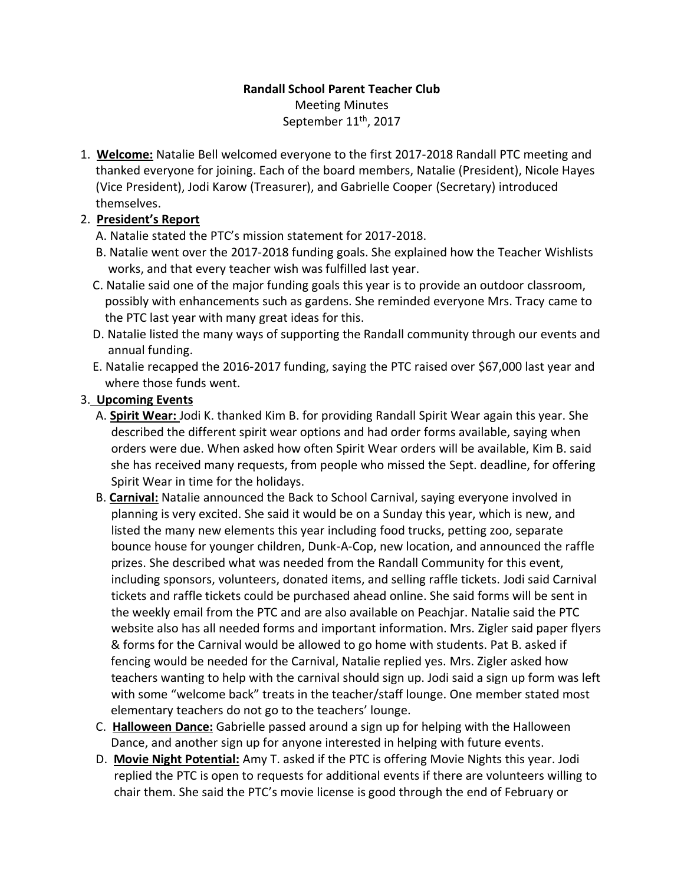**Randall School Parent Teacher Club**

Meeting Minutes

September 11th, 2017

1. **Welcome:** Natalie Bell welcomed everyone to the first 2017-2018 Randall PTC meeting and thanked everyone for joining. Each of the board members, Natalie (President), Nicole Hayes (Vice President), Jodi Karow (Treasurer), and Gabrielle Cooper (Secretary) introduced themselves.
2. **President's Report**
   - A. Natalie stated the PTC's mission statement for 2017-2018.
   - B. Natalie went over the 2017-2018 funding goals. She explained how the Teacher Wishlists works, and that every teacher wish was fulfilled last year.
   - C. Natalie said one of the major funding goals this year is to provide an outdoor classroom, possibly with enhancements such as gardens. She reminded everyone Mrs. Tracy came to the PTC last year with many great ideas for this.
   - D. Natalie listed the many ways of supporting the Randall community through our events and annual funding.
   - E. Natalie recapped the 2016-2017 funding, saying the PTC raised over $67,000 last year and where those funds went.
3. **Upcoming Events**
   - A. **Spirit Wear:** Jodi K. thanked Kim B. for providing Randall Spirit Wear again this year. She described the different spirit wear options and had order forms available, saying when orders were due. When asked how often Spirit Wear orders will be available, Kim B. said she has received many requests, from people who missed the Sept. deadline, for offering Spirit Wear in time for the holidays.
   - B. **Carnival:** Natalie announced the Back to School Carnival, saying everyone involved in planning is very excited. She said it would be on a Sunday this year, which is new, and listed the many new elements this year including food trucks, petting zoo, separate bounce house for younger children, Dunk-A-Cop, new location, and announced the raffle prizes. She described what was needed from the Randall Community for this event, including sponsors, volunteers, donated items, and selling raffle tickets. Jodi said Carnival tickets and raffle tickets could be purchased ahead online. She said forms will be sent in the weekly email from the PTC and are also available on Peachjar. Natalie said the PTC website also has all needed forms and important information. Mrs. Zigler said paper flyers & forms for the Carnival would be allowed to go home with students. Pat B. asked if fencing would be needed for the Carnival, Natalie replied yes. Mrs. Zigler asked how teachers wanting to help with the carnival should sign up. Jodi said a sign up form was left with some "welcome back" treats in the teacher/staff lounge. One member stated most elementary teachers do not go to the teachers' lounge.
   - C. **Halloween Dance:** Gabrielle passed around a sign up for helping with the Halloween Dance, and another sign up for anyone interested in helping with future events.
   - D. **Movie Night Potential:** Amy T. asked if the PTC is offering Movie Nights this year. Jodi replied the PTC is open to requests for additional events if there are volunteers willing to chair them. She said the PTC's movie license is good through the end of February or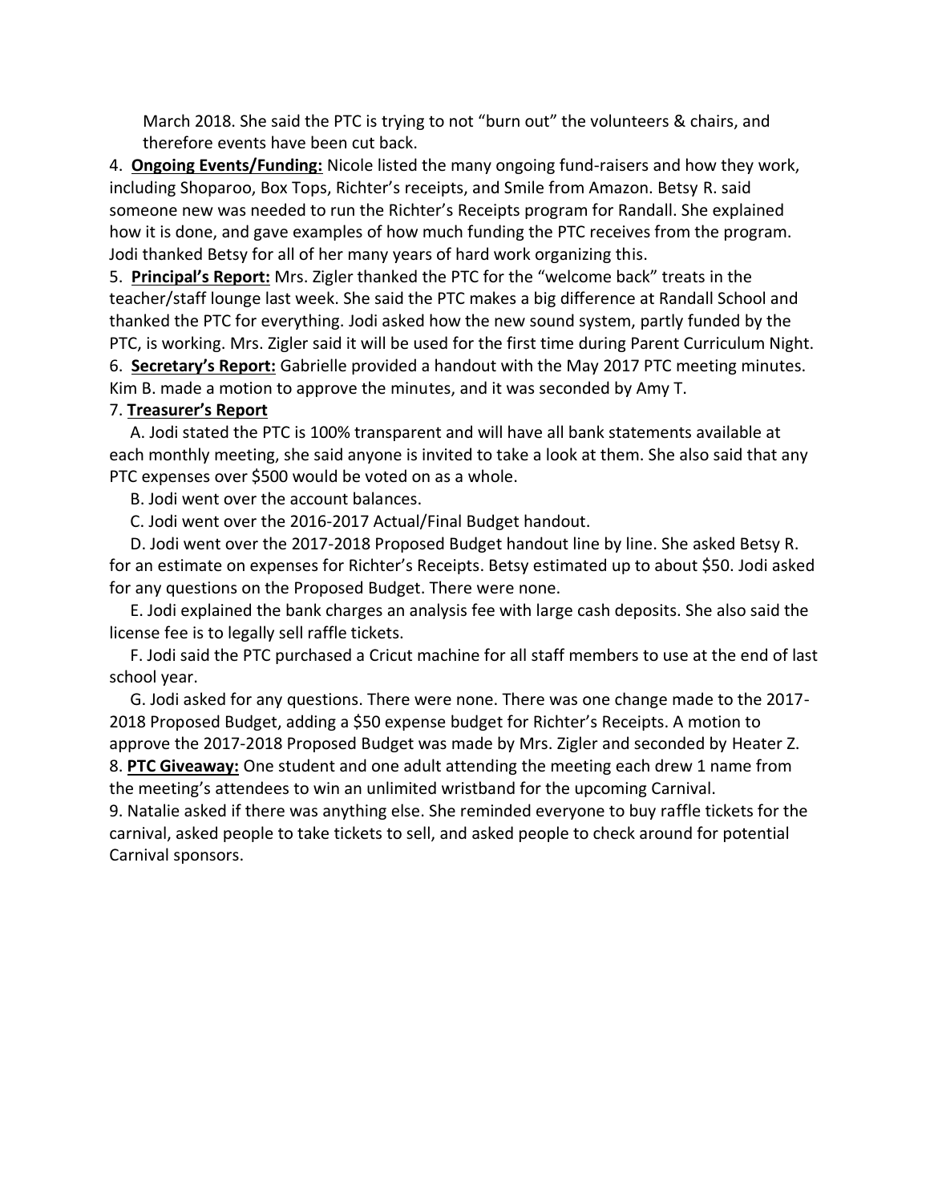March 2018. She said the PTC is trying to not "burn out" the volunteers & chairs, and therefore events have been cut back.

4. **Ongoing Events/Funding:** Nicole listed the many ongoing fund-raisers and how they work, including Shoparoo, Box Tops, Richter's receipts, and Smile from Amazon. Betsy R. said someone new was needed to run the Richter's Receipts program for Randall. She explained how it is done, and gave examples of how much funding the PTC receives from the program. Jodi thanked Betsy for all of her many years of hard work organizing this.

5. **Principal's Report:** Mrs. Zigler thanked the PTC for the "welcome back" treats in the teacher/staff lounge last week. She said the PTC makes a big difference at Randall School and thanked the PTC for everything. Jodi asked how the new sound system, partly funded by the PTC, is working. Mrs. Zigler said it will be used for the first time during Parent Curriculum Night.

6. **Secretary's Report:** Gabrielle provided a handout with the May 2017 PTC meeting minutes. Kim B. made a motion to approve the minutes, and it was seconded by Amy T.

7. **Treasurer's Report**

A. Jodi stated the PTC is 100% transparent and will have all bank statements available at each monthly meeting, she said anyone is invited to take a look at them. She also said that any PTC expenses over $500 would be voted on as a whole.

B. Jodi went over the account balances.

C. Jodi went over the 2016-2017 Actual/Final Budget handout.

D. Jodi went over the 2017-2018 Proposed Budget handout line by line. She asked Betsy R. for an estimate on expenses for Richter's Receipts. Betsy estimated up to about $50. Jodi asked for any questions on the Proposed Budget. There were none.

E. Jodi explained the bank charges an analysis fee with large cash deposits. She also said the license fee is to legally sell raffle tickets.

F. Jodi said the PTC purchased a Cricut machine for all staff members to use at the end of last school year.

G. Jodi asked for any questions. There were none. There was one change made to the 2017-2018 Proposed Budget, adding a $50 expense budget for Richter's Receipts. A motion to approve the 2017-2018 Proposed Budget was made by Mrs. Zigler and seconded by Heater Z.

8. **PTC Giveaway:** One student and one adult attending the meeting each drew 1 name from the meeting's attendees to win an unlimited wristband for the upcoming Carnival.

9. Natalie asked if there was anything else. She reminded everyone to buy raffle tickets for the carnival, asked people to take tickets to sell, and asked people to check around for potential Carnival sponsors.